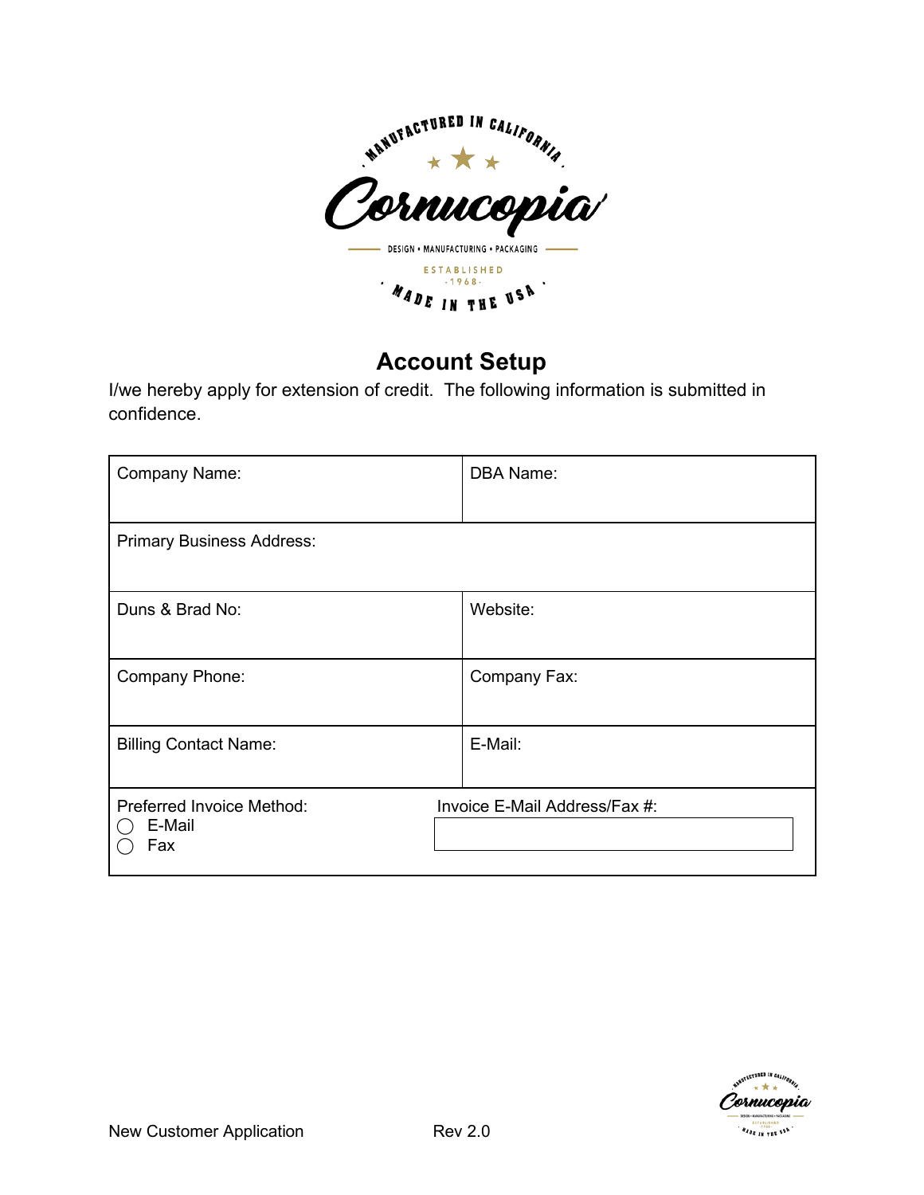# Account Setup

I/we hereby apply for extension of credit. The following information is submitted in confidence.

| Company Name: | DBA Name: |
|---|---|
| Primary Business Address: | |
| Duns & Brad No: | Website: |
| Company Phone: | Company Fax: |
| Billing Contact Name: | E-Mail: |
| Preferred Invoice Method:<br>◯ E-Mail<br>◯ Fax | Invoice E-Mail Address/Fax #: |

New Customer Application Rev 2.0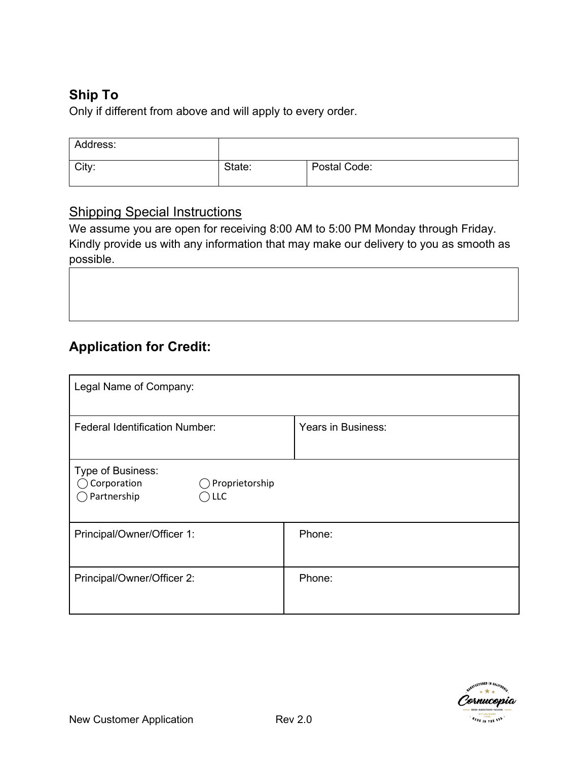## Ship To

Only if different from above and will apply to every order.

| Address: | | |
|---|---|---|
| City: | State: | Postal Code: |

### Shipping Special Instructions

We assume you are open for receiving 8:00 AM to 5:00 PM Monday through Friday. Kindly provide us with any information that may make our delivery to you as smooth as possible.

| |
|---|
| |

## Application for Credit:

| Legal Name of Company: | |
|---|---|
| Federal Identification Number: | Years in Business: |
| Type of Business: ◯ Corporation ◯ Proprietorship ◯ Partnership ◯ LLC | |
| Principal/Owner/Officer 1: | Phone: |
| Principal/Owner/Officer 2: | Phone: |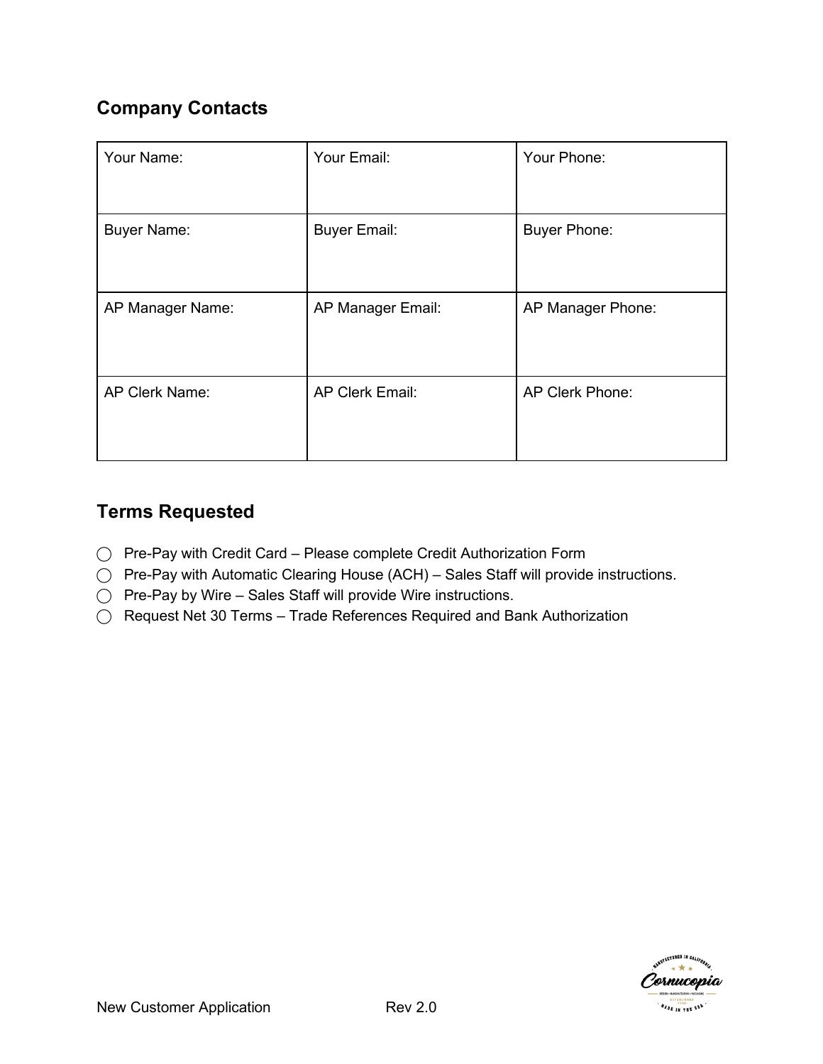## Company Contacts

| Your Name: | Your Email: | Your Phone: |
| --- | --- | --- |
| Buyer Name: | Buyer Email: | Buyer Phone: |
| AP Manager Name: | AP Manager Email: | AP Manager Phone: |
| AP Clerk Name: | AP Clerk Email: | AP Clerk Phone: |

## Terms Requested

- ◯ Pre-Pay with Credit Card – Please complete Credit Authorization Form
- ◯ Pre-Pay with Automatic Clearing House (ACH) – Sales Staff will provide instructions.
- ◯ Pre-Pay by Wire – Sales Staff will provide Wire instructions.
- ◯ Request Net 30 Terms – Trade References Required and Bank Authorization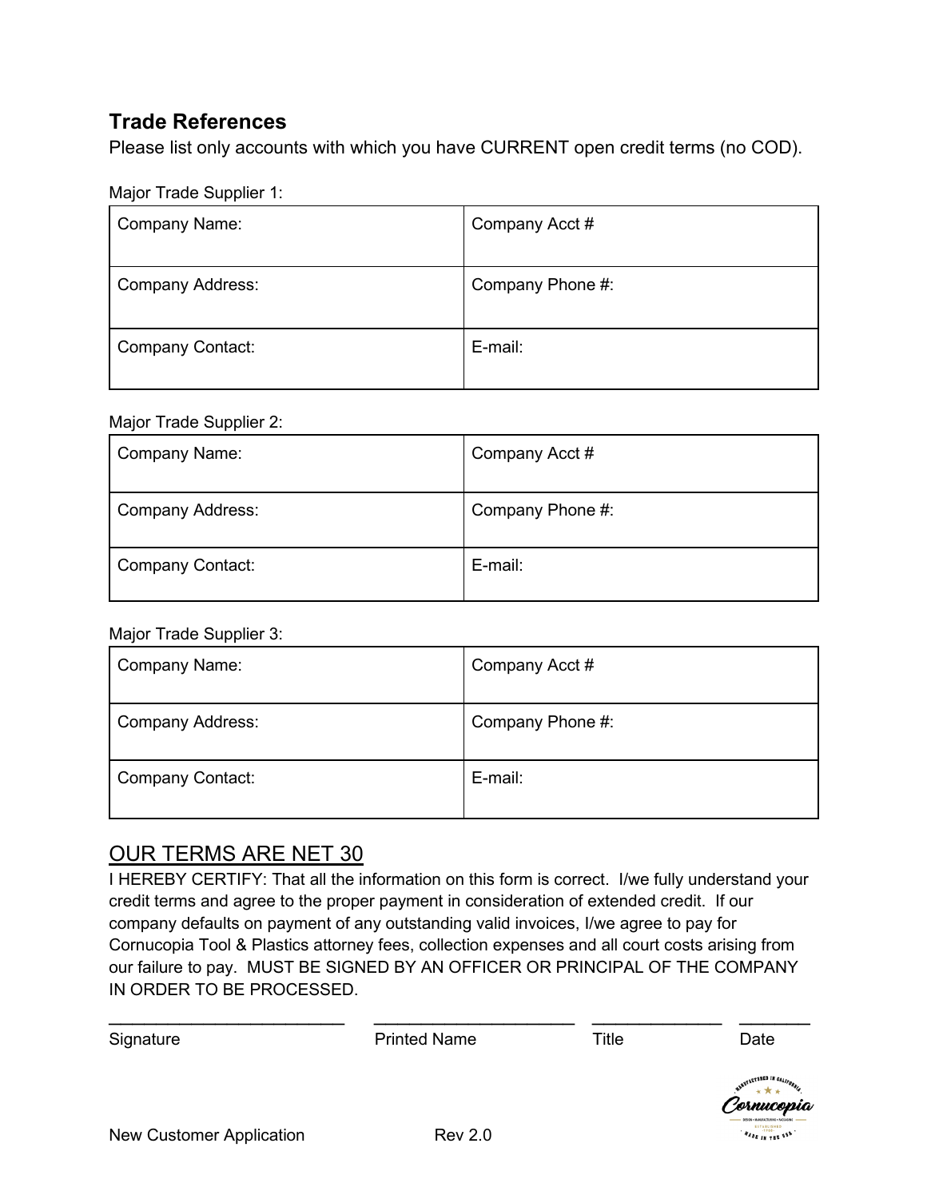## Trade References

Please list only accounts with which you have CURRENT open credit terms (no COD).

Major Trade Supplier 1:

| Company Name: | Company Acct # |
|---|---|
| Company Address: | Company Phone #: |
| Company Contact: | E-mail: |

Major Trade Supplier 2:

| Company Name: | Company Acct # |
|---|---|
| Company Address: | Company Phone #: |
| Company Contact: | E-mail: |

Major Trade Supplier 3:

| Company Name: | Company Acct # |
|---|---|
| Company Address: | Company Phone #: |
| Company Contact: | E-mail: |

## OUR TERMS ARE NET 30

I HEREBY CERTIFY: That all the information on this form is correct. I/we fully understand your credit terms and agree to the proper payment in consideration of extended credit. If our company defaults on payment of any outstanding valid invoices, I/we agree to pay for Cornucopia Tool & Plastics attorney fees, collection expenses and all court costs arising from our failure to pay. MUST BE SIGNED BY AN OFFICER OR PRINCIPAL OF THE COMPANY IN ORDER TO BE PROCESSED.

___________________________ ______________________ ______________ ________

Signature Printed Name Title Date

New Customer Application Rev 2.0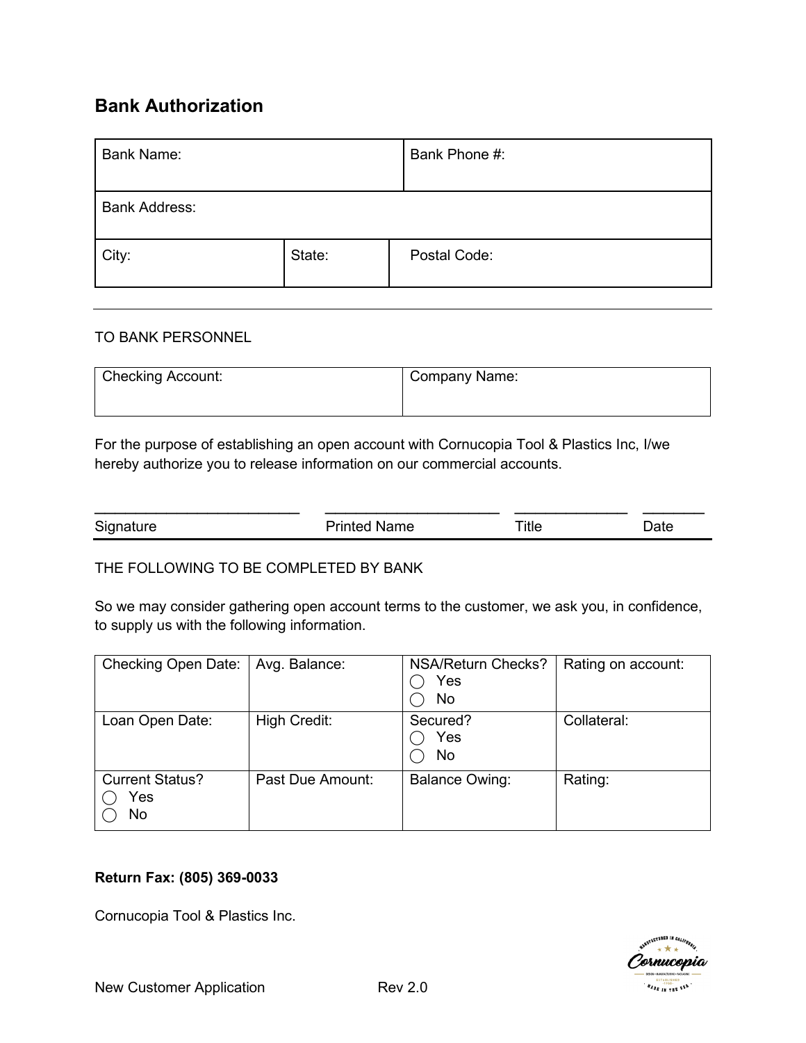## Bank Authorization

| Bank Name: | | Bank Phone #: |
|---|---|---|
| **Bank Address:** | | |
| City: | State: | Postal Code: |

---

TO BANK PERSONNEL

| Checking Account: | Company Name: |
|---|---|
| | |

For the purpose of establishing an open account with Cornucopia Tool & Plastics Inc, I/we hereby authorize you to release information on our commercial accounts.

| Signature | Printed Name | Title | Date |
|---|---|---|---|
| | | | |

THE FOLLOWING TO BE COMPLETED BY BANK

So we may consider gathering open account terms to the customer, we ask you, in confidence, to supply us with the following information.

| Checking Open Date: | Avg. Balance: | NSA/Return Checks? ◯ Yes ◯ No | Rating on account: |
|---|---|---|---|
| Loan Open Date: | High Credit: | Secured? ◯ Yes ◯ No | Collateral: |
| Current Status? ◯ Yes ◯ No | Past Due Amount: | Balance Owing: | Rating: |

**Return Fax: (805) 369-0033**

Cornucopia Tool & Plastics Inc.

New Customer Application Rev 2.0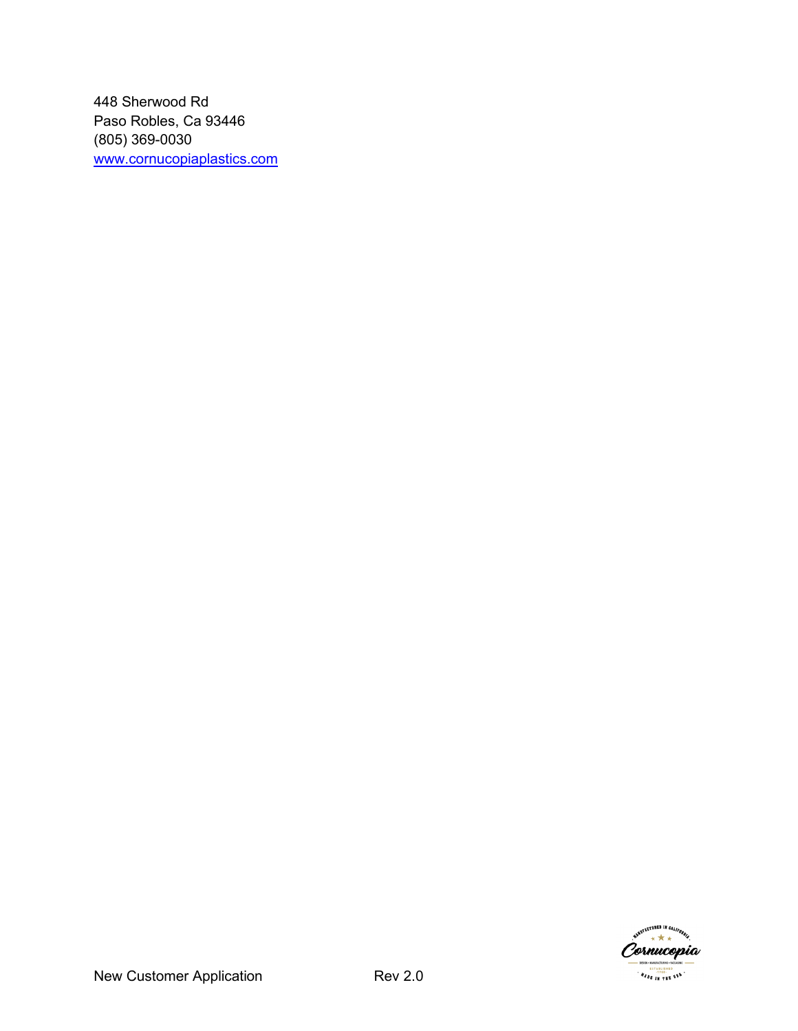448 Sherwood Rd
Paso Robles, Ca 93446
(805) 369-0030
[www.cornucopiaplastics.com](http://www.cornucopiaplastics.com)